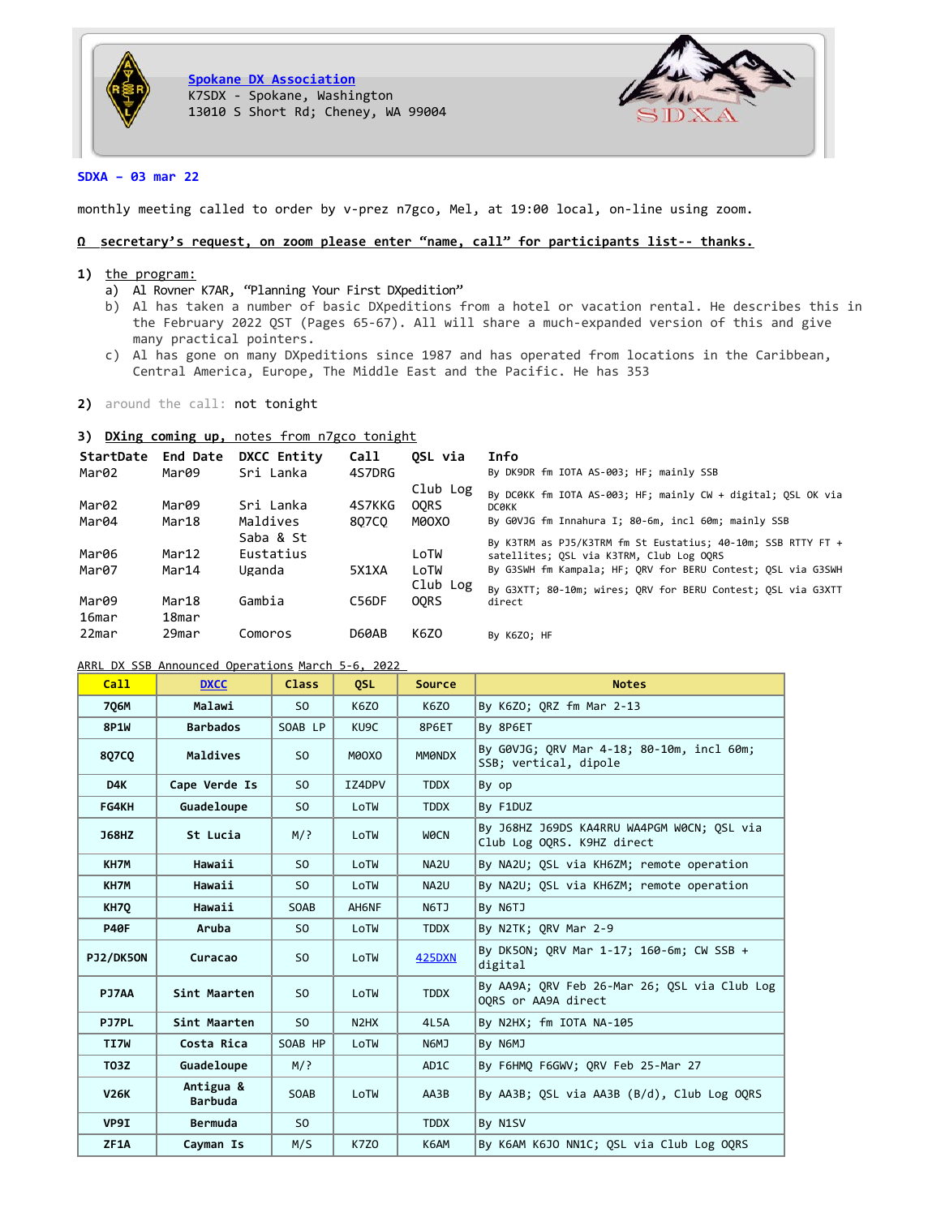**Spokane DX Association**
K7SDX - Spokane, Washington
13010 S Short Rd; Cheney, WA 99004

SDXA

**SDXA – 03 mar 22**

monthly meeting called to order by v-prez n7gco, Mel, at 19:00 local, on-line using zoom.

**Ω secretary's request, on zoom please enter "name, call" for participants list-- thanks.**

1) the program:
   a) Al Rovner K7AR, "Planning Your First DXpedition"
   b) Al has taken a number of basic DXpeditions from a hotel or vacation rental. He describes this in the February 2022 QST (Pages 65-67). All will share a much-expanded version of this and give many practical pointers.
   c) Al has gone on many DXpeditions since 1987 and has operated from locations in the Caribbean, Central America, Europe, The Middle East and the Pacific. He has 353

2) around the call: not tonight

3) **DXing coming up,** notes from n7gco tonight

| StartDate | End Date | DXCC Entity | Call | QSL via | Info |
|---|---|---|---|---|---|
| Mar02 | Mar09 | Sri Lanka | 4S7DRG | | By DK9DR fm IOTA AS-003; HF; mainly SSB |
| Mar02 | Mar09 | Sri Lanka | 4S7KKG | Club Log OQRS | By DC0KK fm IOTA AS-003; HF; mainly CW + digital; QSL OK via DC0KK |
| Mar04 | Mar18 | Maldives | 8Q7CQ | M0OXO | By G0VJG fm Innahura I; 80-6m, incl 60m; mainly SSB |
| Mar06 | Mar12 | Saba & St Eustatius | | LoTW | By K3TRM as PJ5/K3TRM fm St Eustatius; 40-10m; SSB RTTY FT + satellites; QSL via K3TRM, Club Log OQRS |
| Mar07 | Mar14 | Uganda | 5X1XA | LoTW | By G3SWH fm Kampala; HF; QRV for BERU Contest; QSL via G3SWH |
| Mar09 | Mar18 | Gambia | C56DF | Club Log OQRS | By G3XTT; 80-10m; wires; QRV for BERU Contest; QSL via G3XTT direct |
| 16mar | 18mar | | | | |
| 22mar | 29mar | Comoros | D60AB | K6ZO | By K6ZO; HF |

ARRL DX SSB Announced Operations March 5-6, 2022

| Call | DXCC | Class | QSL | Source | Notes |
|---|---|---|---|---|---|
| 7Q6M | Malawi | SO | K6ZO | K6ZO | By K6ZO; QRZ fm Mar 2-13 |
| 8P1W | Barbados | SOAB LP | KU9C | 8P6ET | By 8P6ET |
| 8Q7CQ | Maldives | SO | M0OXO | MM0NDX | By G0VJG; QRV Mar 4-18; 80-10m, incl 60m; SSB; vertical, dipole |
| D4K | Cape Verde Is | SO | IZ4DPV | TDDX | By op |
| FG4KH | Guadeloupe | SO | LoTW | TDDX | By F1DUZ |
| J68HZ | St Lucia | M/? | LoTW | W0CN | By J68HZ J69DS KA4RRU WA4PGM W0CN; QSL via Club Log OQRS. K9HZ direct |
| KH7M | Hawaii | SO | LoTW | NA2U | By NA2U; QSL via KH6ZM; remote operation |
| KH7M | Hawaii | SO | LoTW | NA2U | By NA2U; QSL via KH6ZM; remote operation |
| KH7Q | Hawaii | SOAB | AH6NF | N6TJ | By N6TJ |
| P40F | Aruba | SO | LoTW | TDDX | By N2TK; QRV Mar 2-9 |
| PJ2/DK5ON | Curacao | SO | LoTW | 425DXN | By DK5ON; QRV Mar 1-17; 160-6m; CW SSB + digital |
| PJ7AA | Sint Maarten | SO | LoTW | TDDX | By AA9A; QRV Feb 26-Mar 26; QSL via Club Log OQRS or AA9A direct |
| PJ7PL | Sint Maarten | SO | N2HX | 4L5A | By N2HX; fm IOTA NA-105 |
| TI7W | Costa Rica | SOAB HP | LoTW | N6MJ | By N6MJ |
| TO3Z | Guadeloupe | M/? | | AD1C | By F6HMQ F6GWV; QRV Feb 25-Mar 27 |
| V26K | Antigua & Barbuda | SOAB | LoTW | AA3B | By AA3B; QSL via AA3B (B/d), Club Log OQRS |
| VP9I | Bermuda | SO | | TDDX | By N1SV |
| ZF1A | Cayman Is | M/S | K7ZO | K6AM | By K6AM K6JO NN1C; QSL via Club Log OQRS |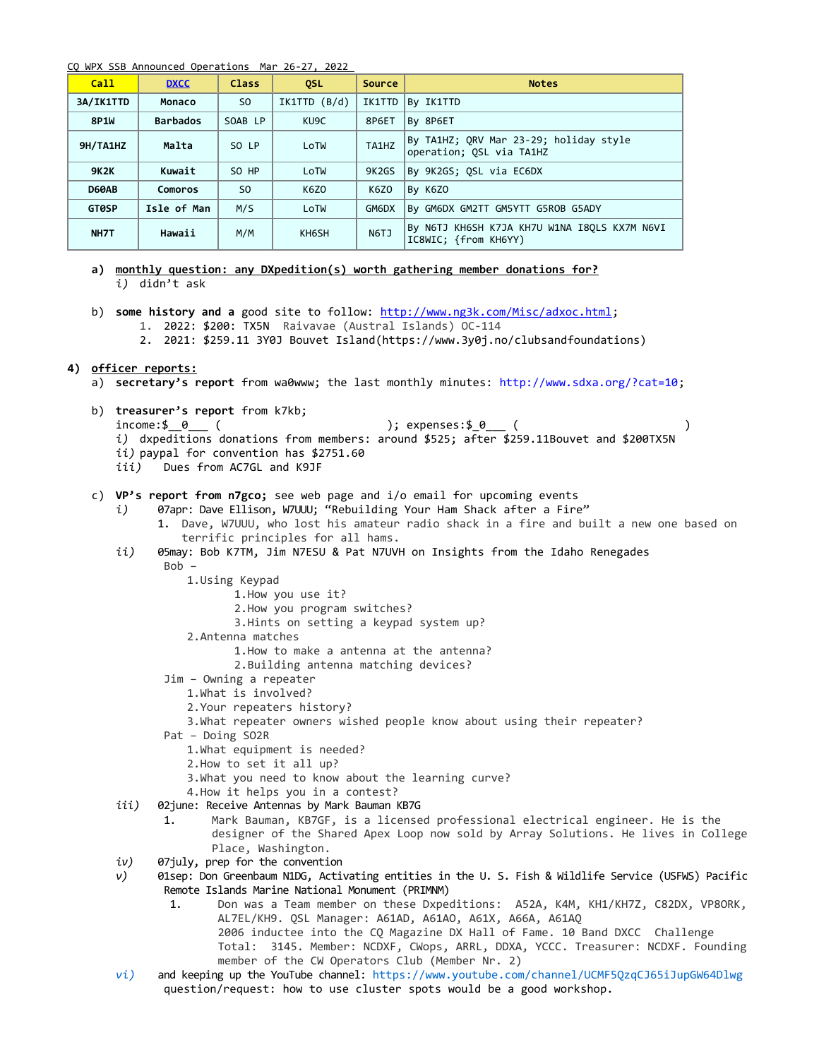CQ WPX SSB Announced Operations Mar 26-27, 2022

| Call | DXCC | Class | QSL | Source | Notes |
|---|---|---|---|---|---|
| 3A/IK1TTD | Monaco | SO | IK1TTD (B/d) | IK1TTD | By IK1TTD |
| 8P1W | Barbados | SOAB LP | KU9C | 8P6ET | By 8P6ET |
| 9H/TA1HZ | Malta | SO LP | LoTW | TA1HZ | By TA1HZ; QRV Mar 23-29; holiday style operation; QSL via TA1HZ |
| 9K2K | Kuwait | SO HP | LoTW | 9K2GS | By 9K2GS; QSL via EC6DX |
| D60AB | Comoros | SO | K6ZO | K6ZO | By K6ZO |
| GT0SP | Isle of Man | M/S | LoTW | GM6DX | By GM6DX GM2TT GM5YTT G5ROB G5ADY |
| NH7T | Hawaii | M/M | KH6SH | N6TJ | By N6TJ KH6SH K7JA KH7U W1NA I8QLS KX7M N6VI IC8WIC; {from KH6YY) |

a) **monthly question: any DXpedition(s) worth gathering member donations for?**
   *i)* didn't ask

b) **some history and a** good site to follow: http://www.ng3k.com/Misc/adxoc.html;
   1. 2022: $200: TX5N Raivavae (Austral Islands) OC-114
   2. 2021: $259.11 3Y0J Bouvet Island(https://www.3y0j.no/clubsandfoundations)

**4) officer reports:**

a) **secretary's report** from wa0www; the last monthly minutes: http://www.sdxa.org/?cat=10;

b) **treasurer's report** from k7kb;
   income:$__0___ ( ); expenses:$_0___ ( )
   *i)* dxpeditions donations from members: around $525; after $259.11Bouvet and $200TX5N
   *ii)* paypal for convention has $2751.60
   *iii)* Dues from AC7GL and K9JF

c) **VP's report from n7gco;** see web page and i/o email for upcoming events
   *i)* 07apr: Dave Ellison, W7UUU; "Rebuilding Your Ham Shack after a Fire"
      1. Dave, W7UUU, who lost his amateur radio shack in a fire and built a new one based on terrific principles for all hams.
   *ii)* 05may: Bob K7TM, Jim N7ESU & Pat N7UVH on Insights from the Idaho Renegades
      Bob –
         1.Using Keypad
            1.How you use it?
            2.How you program switches?
            3.Hints on setting a keypad system up?
         2.Antenna matches
            1.How to make a antenna at the antenna?
            2.Building antenna matching devices?
      Jim – Owning a repeater
         1.What is involved?
         2.Your repeaters history?
         3.What repeater owners wished people know about using their repeater?
      Pat – Doing SO2R
         1.What equipment is needed?
         2.How to set it all up?
         3.What you need to know about the learning curve?
         4.How it helps you in a contest?
   *iii)* 02june: Receive Antennas by Mark Bauman KB7G
      1. Mark Bauman, KB7GF, is a licensed professional electrical engineer. He is the designer of the Shared Apex Loop now sold by Array Solutions. He lives in College Place, Washington.
   *iv)* 07july, prep for the convention
   *v)* 01sep: Don Greenbaum N1DG, Activating entities in the U. S. Fish & Wildlife Service (USFWS) Pacific Remote Islands Marine National Monument (PRIMNM)
      1. Don was a Team member on these Dxpeditions: A52A, K4M, KH1/KH7Z, C82DX, VP8ORK, AL7EL/KH9. QSL Manager: A61AD, A61AO, A61X, A66A, A61AQ
         2006 inductee into the CQ Magazine DX Hall of Fame. 10 Band DXCC Challenge Total: 3145. Member: NCDXF, CWops, ARRL, DDXA, YCCC. Treasurer: NCDXF. Founding member of the CW Operators Club (Member Nr. 2)
   *vi)* and keeping up the YouTube channel: https://www.youtube.com/channel/UCMF5QzqCJ65iJupGW64Dlwg
      question/request: how to use cluster spots would be a good workshop.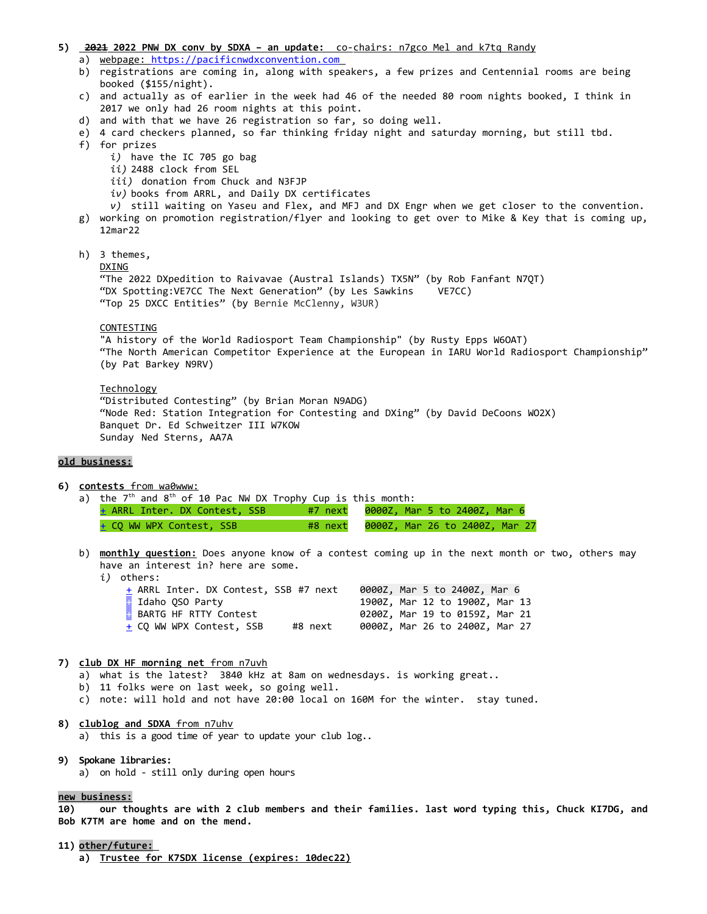5) ~~2021~~ **2022 PNW DX conv by SDXA – an update:** co-chairs: n7gco Mel and k7tq Randy

a) webpage: https://pacificnwdxconvention.com
b) registrations are coming in, along with speakers, a few prizes and Centennial rooms are being booked ($155/night).
c) and actually as of earlier in the week had 46 of the needed 80 room nights booked, I think in 2017 we only had 26 room nights at this point.
d) and with that we have 26 registration so far, so doing well.
e) 4 card checkers planned, so far thinking friday night and saturday morning, but still tbd.
f) for prizes
   *i)* have the IC 705 go bag
   *ii)* 2488 clock from SEL
   *iii)* donation from Chuck and N3FJP
   *iv)* books from ARRL, and Daily DX certificates
   *v)* still waiting on Yaesu and Flex, and MFJ and DX Engr when we get closer to the convention.
g) working on promotion registration/flyer and looking to get over to Mike & Key that is coming up, 12mar22

h) 3 themes,

<u>DXING</u>
"The 2022 DXpedition to Raivavae (Austral Islands) TX5N" (by Rob Fanfant N7QT)
"DX Spotting:VE7CC The Next Generation" (by Les Sawkins VE7CC)
"Top 25 DXCC Entities" (by Bernie McClenny, W3UR)

<u>CONTESTING</u>
"A history of the World Radiosport Team Championship" (by Rusty Epps W6OAT)
"The North American Competitor Experience at the European in IARU World Radiosport Championship" (by Pat Barkey N9RV)

<u>Technology</u>
"Distributed Contesting" (by Brian Moran N9ADG)
"Node Red: Station Integration for Contesting and DXing" (by David DeCoons WO2X)
Banquet Dr. Ed Schweitzer III W7KOW
Sunday Ned Sterns, AA7A

**<u>old business:</u>**

6) **<u>contests</u>** <u>from wa0www:</u>

a) the 7th and 8th of 10 Pac NW DX Trophy Cup is this month:

| | | |
|---|---|---|
| + ARRL Inter. DX Contest, SSB | #7 next | 0000Z, Mar 5 to 2400Z, Mar 6 |
| + CQ WW WPX Contest, SSB | #8 next | 0000Z, Mar 26 to 2400Z, Mar 27 |

b) **<u>monthly question:</u>** Does anyone know of a contest coming up in the next month or two, others may have an interest in? here are some.

*i)* others:

| | | |
|---|---|---|
| + ARRL Inter. DX Contest, SSB | #7 next | 0000Z, Mar 5 to 2400Z, Mar 6 |
| + Idaho QSO Party | | 1900Z, Mar 12 to 1900Z, Mar 13 |
| + BARTG HF RTTY Contest | | 0200Z, Mar 19 to 0159Z, Mar 21 |
| + CQ WW WPX Contest, SSB | #8 next | 0000Z, Mar 26 to 2400Z, Mar 27 |

7) **<u>club DX HF morning net</u>** <u>from n7uvh</u>

a) what is the latest? 3840 kHz at 8am on wednesdays. is working great..
b) 11 folks were on last week, so going well.
c) note: will hold and not have 20:00 local on 160M for the winter. stay tuned.

8) **<u>clublog and SDXA</u>** <u>from n7uhv</u>

a) this is a good time of year to update your club log..

9) **Spokane libraries:**

a) on hold - still only during open hours

**<u>new business:</u>**

**10) our thoughts are with 2 club members and their families. last word typing this, Chuck KI7DG, and Bob K7TM are home and on the mend.**

**11) <u>other/future:</u>**

**a) <u>Trustee for K7SDX license (expires: 10dec22)</u>**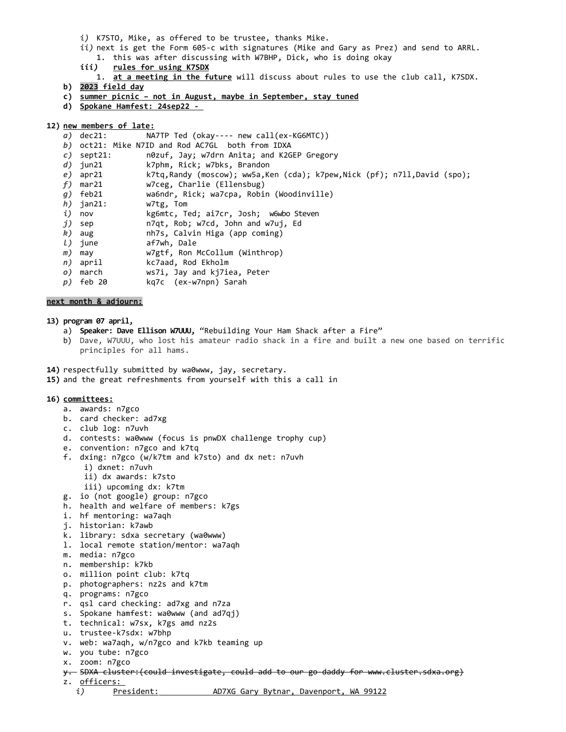i) K7STO, Mike, as offered to be trustee, thanks Mike.
    ii) next is get the Form 605-c with signatures (Mike and Gary as Prez) and send to ARRL.
        1. this was after discussing with W7BHP, Dick, who is doing okay
    iii) **rules for using K7SDX**
        1. **at a meeting in the future** will discuss about rules to use the club call, K7SDX.

b) **2023 field day**
c) **summer picnic – not in August, maybe in September, stay tuned**
d) **Spokane Hamfest: 24sep22 -**

12) **new members of late:**
    a) dec21: NA7TP Ted (okay---- new call(ex-KG6MTC))
    b) oct21: Mike N7ID and Rod AC7GL both from IDXA
    c) sept21: n0zuf, Jay; w7drn Anita; and K2GEP Gregory
    d) jun21 k7phm, Rick; w7bks, Brandon
    e) apr21 k7tq,Randy (moscow); ww5a,Ken (cda); k7pew,Nick (pf); n7ll,David (spo);
    f) mar21 w7ceg, Charlie (Ellensbug)
    g) feb21 wa6ndr, Rick; wa7cpa, Robin (Woodinville)
    h) jan21: w7tg, Tom
    i) nov kg6mtc, Ted; ai7cr, Josh; w6wbo Steven
    j) sep n7qt, Rob; w7cd, John and w7uj, Ed
    k) aug nh7s, Calvin Higa (app coming)
    l) june af7wh, Dale
    m) may w7gtf, Ron McCollum (Winthrop)
    n) april kc7aad, Rod Ekholm
    o) march ws7i, Jay and kj7iea, Peter
    p) feb 20 kq7c (ex-w7npn) Sarah

**next month & adjourn:**

13) **program 07 april,**
    a) **Speaker: Dave Ellison W7UUU,** "Rebuilding Your Ham Shack after a Fire"
    b) Dave, W7UUU, who lost his amateur radio shack in a fire and built a new one based on terrific principles for all hams.

14) respectfully submitted by wa0www, jay, secretary.
15) and the great refreshments from yourself with this a call in

16) **committees:**
    a. awards: n7gco
    b. card checker: ad7xg
    c. club log: n7uvh
    d. contests: wa0www (focus is pnwDX challenge trophy cup)
    e. convention: n7gco and k7tq
    f. dxing: n7gco (w/k7tm and k7sto) and dx net: n7uvh
        i) dxnet: n7uvh
        ii) dx awards: k7sto
        iii) upcoming dx: k7tm
    g. io (not google) group: n7gco
    h. health and welfare of members: k7gs
    i. hf mentoring: wa7aqh
    j. historian: k7awb
    k. library: sdxa secretary (wa0www)
    l. local remote station/mentor: wa7aqh
    m. media: n7gco
    n. membership: k7kb
    o. million point club: k7tq
    p. photographers: nz2s and k7tm
    q. programs: n7gco
    r. qsl card checking: ad7xg and n7za
    s. Spokane hamfest: wa0www (and ad7qj)
    t. technical: w7sx, k7gs amd nz2s
    u. trustee-k7sdx: w7bhp
    v. web: wa7aqh, w/n7gco and k7kb teaming up
    w. you tube: n7gco
    x. zoom: n7gco
    y. ~~SDXA cluster:(could investigate, could add to our go daddy for www.cluster.sdxa.org)~~
    z. officers:
        i) President: AD7XG Gary Bytnar, Davenport, WA 99122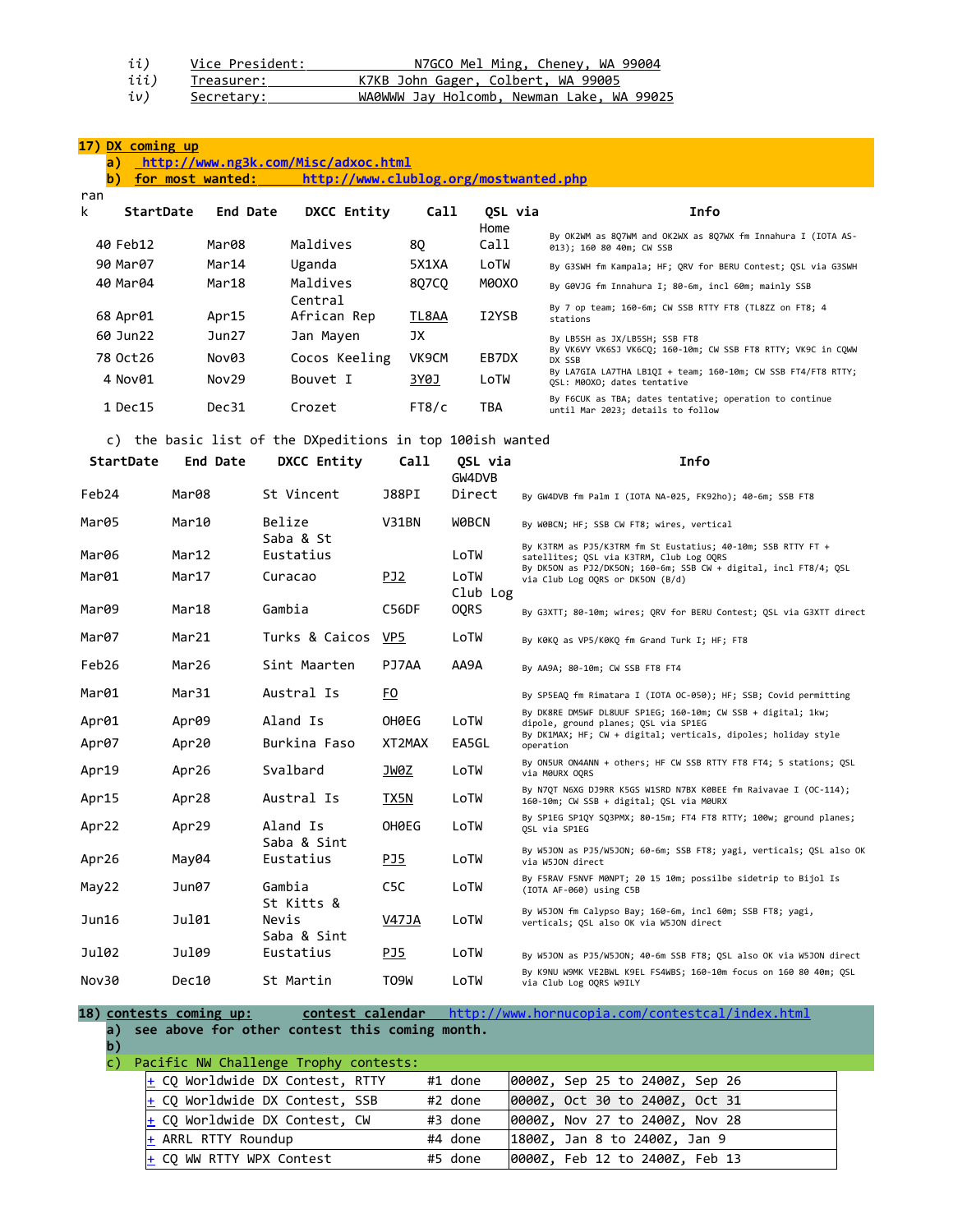ii) Vice President: N7GCO Mel Ming, Cheney, WA 99004
iii) Treasurer: K7KB John Gager, Colbert, WA 99005
iv) Secretary: WA0WWW Jay Holcomb, Newman Lake, WA 99025

**17) DX coming up**

a) http://www.ng3k.com/Misc/adxoc.html
b) for most wanted: http://www.clublog.org/mostwanted.php

| rank | StartDate | End Date | DXCC Entity | Call | QSL via | Info |
|---|---|---|---|---|---|---|
| 40 | Feb12 | Mar08 | Maldives | 8Q | Home Call | By OK2WM as 8Q7WM and OK2WX as 8Q7WX fm Innahura I (IOTA AS-013); 160 80 40m; CW SSB |
| 90 | Mar07 | Mar14 | Uganda | 5X1XA | LoTW | By G3SWH fm Kampala; HF; QRV for BERU Contest; QSL via G3SWH |
| 40 | Mar04 | Mar18 | Maldives | 8Q7CQ | M0OXO | By G0VJG fm Innahura I; 80-6m, incl 60m; mainly SSB |
| 68 | Apr01 | Apr15 | Central African Rep | TL8AA | I2YSB | By 7 op team; 160-6m; CW SSB RTTY FT8 (TL8ZZ on FT8; 4 stations |
| 60 | Jun22 | Jun27 | Jan Mayen | JX | | By LB5SH as JX/LB5SH; SSB FT8 |
| 78 | Oct26 | Nov03 | Cocos Keeling | VK9CM | EB7DX | By VK6VY VK6SJ VK6CQ; 160-10m; CW SSB FT8 RTTY; VK9C in CQWW DX SSB |
| 4 | Nov01 | Nov29 | Bouvet I | 3Y0J | LoTW | By LA7GIA LA7THA LB1QI + team; 160-10m; CW SSB FT4/FT8 RTTY; QSL: M0OXO; dates tentative |
| 1 | Dec15 | Dec31 | Crozet | FT8/c | TBA | By F6CUK as TBA; dates tentative; operation to continue until Mar 2023; details to follow |

c) the basic list of the DXpeditions in top 100ish wanted

| StartDate | End Date | DXCC Entity | Call | QSL via | Info |
|---|---|---|---|---|---|
| Feb24 | Mar08 | St Vincent | J88PI | GW4DVB Direct | By GW4DVB fm Palm I (IOTA NA-025, FK92ho); 40-6m; SSB FT8 |
| Mar05 | Mar10 | Belize | V31BN | W0BCN | By W0BCN; HF; SSB CW FT8; wires, vertical |
| Mar06 | Mar12 | Saba & St Eustatius | | LoTW | By K3TRM as PJ5/K3TRM fm St Eustatius; 40-10m; SSB RTTY FT + satellites; QSL via K3TRM, Club Log OQRS |
| Mar01 | Mar17 | Curacao | PJ2 | LoTW | By DK5ON as PJ2/DK5ON; 160-6m; SSB CW + digital, incl FT8/4; QSL via Club Log OQRS or DK5ON (B/d) |
| Mar09 | Mar18 | Gambia | C56DF | Club Log OQRS | By G3XTT; 80-10m; wires; QRV for BERU Contest; QSL via G3XTT direct |
| Mar07 | Mar21 | Turks & Caicos | VP5 | LoTW | By K0KQ as VP5/K0KQ fm Grand Turk I; HF; FT8 |
| Feb26 | Mar26 | Sint Maarten | PJ7AA | AA9A | By AA9A; 80-10m; CW SSB FT8 FT4 |
| Mar01 | Mar31 | Austral Is | FO | | By SP5EAQ fm Rimatara I (IOTA OC-050); HF; SSB; Covid permitting |
| Apr01 | Apr09 | Aland Is | OH0EG | LoTW | By DK8RE DM5WF DL8UUF SP1EG; 160-10m; CW SSB + digital; 1kw; dipole, ground planes; QSL via SP1EG |
| Apr07 | Apr20 | Burkina Faso | XT2MAX | EA5GL | By DK1MAX; HF; CW + digital; verticals, dipoles; holiday style operation |
| Apr19 | Apr26 | Svalbard | JW0Z | LoTW | By ON5UR ON4ANN + others; HF CW SSB RTTY FT8 FT4; 5 stations; QSL via M0URX OQRS |
| Apr15 | Apr28 | Austral Is | TX5N | LoTW | By N7QT N6XG DJ9RR K5GS W1SRD N7BX K0BEE fm Raivavae I (OC-114); 160-10m; CW SSB + digital; QSL via M0URX |
| Apr22 | Apr29 | Aland Is | OH0EG | LoTW | By SP1EG SP1QY SQ3PMX; 80-15m; FT4 FT8 RTTY; 100w; ground planes; QSL via SP1EG |
| Apr26 | May04 | Saba & Sint Eustatius | PJ5 | LoTW | By W5JON as PJ5/W5JON; 60-6m; SSB FT8; yagi, verticals; QSL also OK via W5JON direct |
| May22 | Jun07 | Gambia | C5C | LoTW | By F5RAV F5NVF M0NPT; 20 15 10m; possilbe sidetrip to Bijol Is (IOTA AF-060) using C5B |
| Jun16 | Jul01 | St Kitts & Nevis | V47JA | LoTW | By W5JON fm Calypso Bay; 160-6m, incl 60m; SSB FT8; yagi, verticals; QSL also OK via W5JON direct |
| Jul02 | Jul09 | Saba & Sint Eustatius | PJ5 | LoTW | By W5JON as PJ5/W5JON; 40-6m SSB FT8; QSL also OK via W5JON direct |
| Nov30 | Dec10 | St Martin | TO9W | LoTW | By K9NU W9MK VE2BWL K9EL FS4WBS; 160-10m focus on 160 80 40m; QSL via Club Log OQRS W9ILY |

**18) contests coming up:** contest calendar http://www.hornucopia.com/contestcal/index.html

a) see above for other contest this coming month.
b)
c) Pacific NW Challenge Trophy contests:

| Contest | # | Date/Time |
|---|---|---|
| + CQ Worldwide DX Contest, RTTY | #1 done | 0000Z, Sep 25 to 2400Z, Sep 26 |
| + CQ Worldwide DX Contest, SSB | #2 done | 0000Z, Oct 30 to 2400Z, Oct 31 |
| + CQ Worldwide DX Contest, CW | #3 done | 0000Z, Nov 27 to 2400Z, Nov 28 |
| + ARRL RTTY Roundup | #4 done | 1800Z, Jan 8 to 2400Z, Jan 9 |
| + CQ WW RTTY WPX Contest | #5 done | 0000Z, Feb 12 to 2400Z, Feb 13 |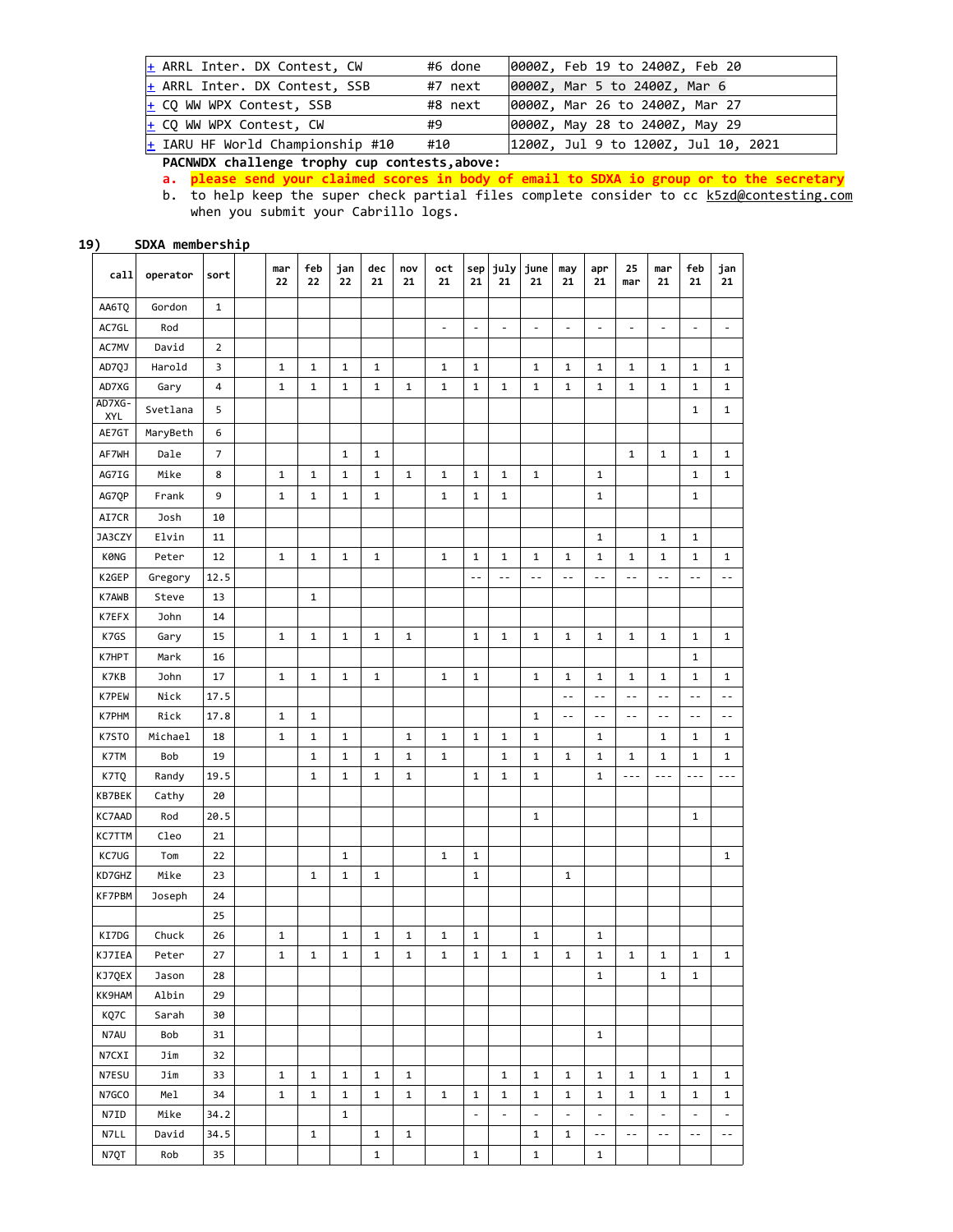| | | | |
|---|---|---|---|
| + | ARRL Inter. DX Contest, CW | #6 done | 0000Z, Feb 19 to 2400Z, Feb 20 |
| + | ARRL Inter. DX Contest, SSB | #7 next | 0000Z, Mar 5 to 2400Z, Mar 6 |
| + | CQ WW WPX Contest, SSB | #8 next | 0000Z, Mar 26 to 2400Z, Mar 27 |
| + | CQ WW WPX Contest, CW | #9 | 0000Z, May 28 to 2400Z, May 29 |
| + | IARU HF World Championship #10 | #10 | 1200Z, Jul 9 to 1200Z, Jul 10, 2021 |

**PACNWDX challenge trophy cup contests,above:**

a. **please send your claimed scores in body of email to SDXA io group or to the secretary**
b. to help keep the super check partial files complete consider to cc k5zd@contesting.com when you submit your Cabrillo logs.

**19) SDXA membership**

| call | operator | sort | | mar 22 | feb 22 | jan 22 | dec 21 | nov 21 | oct 21 | sep 21 | july 21 | june 21 | may 21 | apr 21 | 25 mar | mar 21 | feb 21 | jan 21 |
|---|---|---|---|---|---|---|---|---|---|---|---|---|---|---|---|---|---|---|
| AA6TQ | Gordon | 1 | | | | | | | | | | | | | | | | |
| AC7GL | Rod | | | | | | | | - | - | - | - | - | - | - | - | - | - |
| AC7MV | David | 2 | | | | | | | | | | | | | | | | |
| AD7QJ | Harold | 3 | | 1 | 1 | 1 | 1 | | 1 | 1 | | 1 | 1 | 1 | 1 | 1 | 1 | 1 |
| AD7XG | Gary | 4 | | 1 | 1 | 1 | 1 | 1 | 1 | 1 | 1 | 1 | 1 | 1 | 1 | 1 | 1 | 1 |
| AD7XG-XYL | Svetlana | 5 | | | | | | | | | | | | | | | 1 | 1 |
| AE7GT | MaryBeth | 6 | | | | | | | | | | | | | | | | |
| AF7WH | Dale | 7 | | | | 1 | 1 | | | | | | | | 1 | 1 | 1 | 1 |
| AG7IG | Mike | 8 | | 1 | 1 | 1 | 1 | 1 | 1 | 1 | 1 | 1 | | 1 | | | 1 | 1 |
| AG7QP | Frank | 9 | | 1 | 1 | 1 | 1 | | 1 | 1 | 1 | | | 1 | | | 1 | |
| AI7CR | Josh | 10 | | | | | | | | | | | | | | | | |
| JA3CZY | Elvin | 11 | | | | | | | | | | | | 1 | | 1 | 1 | |
| KØNG | Peter | 12 | | 1 | 1 | 1 | 1 | | 1 | 1 | 1 | 1 | 1 | 1 | 1 | 1 | 1 | 1 |
| K2GEP | Gregory | 12.5 | | | | | | | | -- | -- | -- | -- | -- | -- | -- | -- | -- |
| K7AWB | Steve | 13 | | | 1 | | | | | | | | | | | | | |
| K7EFX | John | 14 | | | | | | | | | | | | | | | | |
| K7GS | Gary | 15 | | 1 | 1 | 1 | 1 | 1 | | 1 | 1 | 1 | 1 | 1 | 1 | 1 | 1 | 1 |
| K7HPT | Mark | 16 | | | | | | | | | | | | | | | 1 | |
| K7KB | John | 17 | | 1 | 1 | 1 | 1 | | 1 | 1 | | 1 | 1 | 1 | 1 | 1 | 1 | 1 |
| K7PEW | Nick | 17.5 | | | | | | | | | | | -- | -- | -- | -- | -- | -- |
| K7PHM | Rick | 17.8 | | 1 | 1 | | | | | | | 1 | -- | -- | -- | -- | -- | -- |
| K7STO | Michael | 18 | | 1 | 1 | 1 | | 1 | 1 | 1 | 1 | 1 | | 1 | | 1 | 1 | 1 |
| K7TM | Bob | 19 | | | 1 | 1 | 1 | 1 | 1 | | 1 | 1 | 1 | 1 | 1 | 1 | 1 | 1 |
| K7TQ | Randy | 19.5 | | | 1 | 1 | 1 | 1 | | 1 | 1 | 1 | | 1 | --- | --- | --- | --- |
| KB7BEK | Cathy | 20 | | | | | | | | | | | | | | | | |
| KC7AAD | Rod | 20.5 | | | | | | | | | | 1 | | | | | 1 | |
| KC7TTM | Cleo | 21 | | | | | | | | | | | | | | | | |
| KC7UG | Tom | 22 | | | | 1 | | | 1 | 1 | | | | | | | | 1 |
| KD7GHZ | Mike | 23 | | | 1 | 1 | 1 | | | 1 | | | 1 | | | | | |
| KF7PBM | Joseph | 24 | | | | | | | | | | | | | | | | |
| | | 25 | | | | | | | | | | | | | | | | |
| KI7DG | Chuck | 26 | | 1 | | 1 | 1 | 1 | 1 | 1 | | 1 | | 1 | | | | |
| KJ7IEA | Peter | 27 | | 1 | 1 | 1 | 1 | 1 | 1 | 1 | 1 | 1 | 1 | 1 | 1 | 1 | 1 | 1 |
| KJ7QEX | Jason | 28 | | | | | | | | | | | | 1 | | 1 | 1 | |
| KK9HAM | Albin | 29 | | | | | | | | | | | | | | | | |
| KQ7C | Sarah | 30 | | | | | | | | | | | | | | | | |
| N7AU | Bob | 31 | | | | | | | | | | | | 1 | | | | |
| N7CXI | Jim | 32 | | | | | | | | | | | | | | | | |
| N7ESU | Jim | 33 | | 1 | 1 | 1 | 1 | 1 | | | 1 | 1 | 1 | 1 | 1 | 1 | 1 | 1 |
| N7GCO | Mel | 34 | | 1 | 1 | 1 | 1 | 1 | 1 | 1 | 1 | 1 | 1 | 1 | 1 | 1 | 1 | 1 |
| N7ID | Mike | 34.2 | | | | 1 | | | | - | - | - | - | - | - | - | - | - |
| N7LL | David | 34.5 | | | 1 | | 1 | 1 | | | | 1 | 1 | -- | -- | -- | -- | -- |
| N7QT | Rob | 35 | | | | | 1 | | | 1 | | 1 | | 1 | | | | |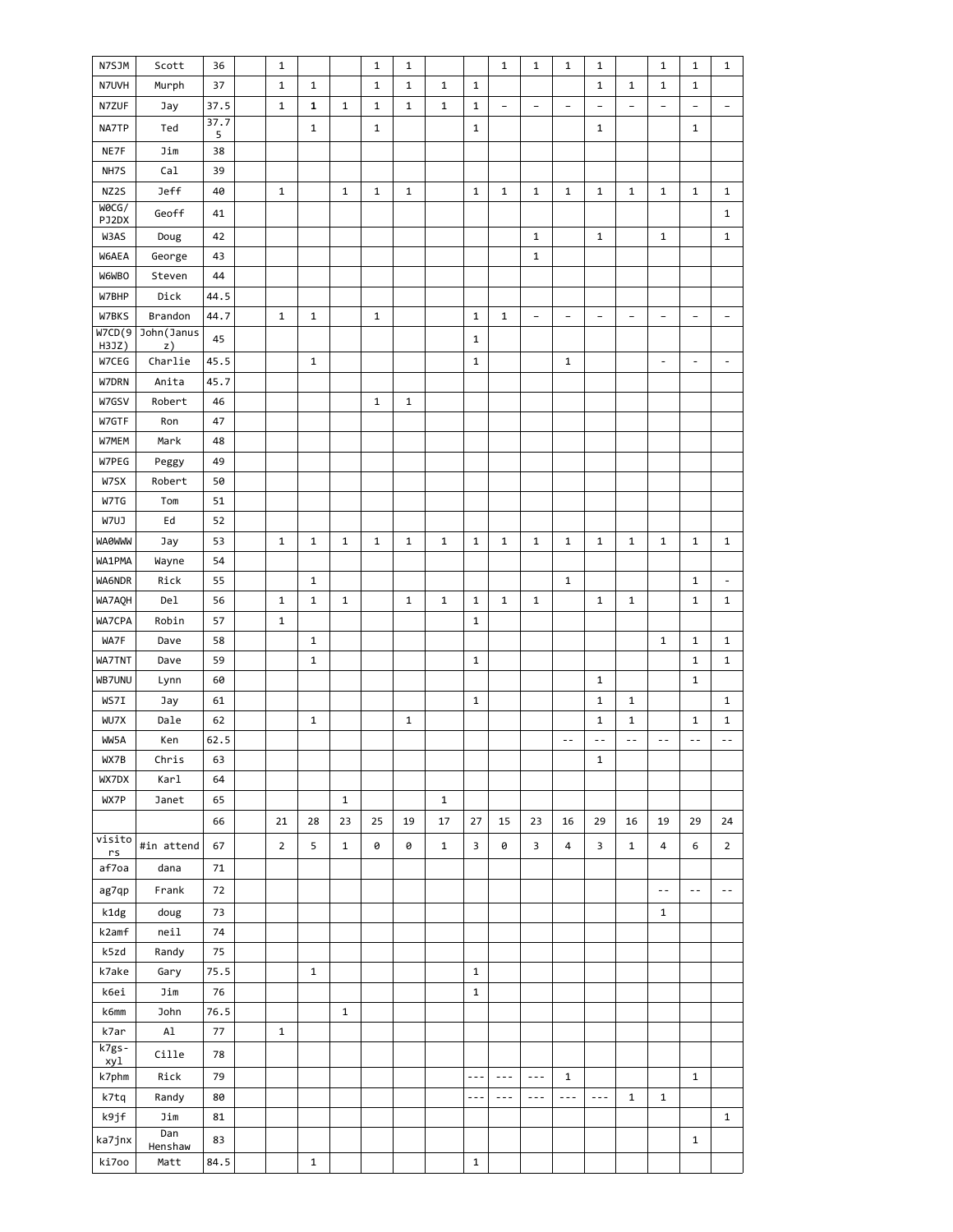| | | | | | | | | | | | | | | | | | | |
|---|---|---|---|---|---|---|---|---|---|---|---|---|---|---|---|---|---|---|
| N7SJM | Scott | 36 | | 1 | | | 1 | 1 | | | 1 | 1 | 1 | 1 | | 1 | 1 | 1 |
| N7UVH | Murph | 37 | | 1 | 1 | | 1 | 1 | 1 | 1 | | | | 1 | 1 | 1 | 1 | |
| N7ZUF | Jay | 37.5 | | 1 | 1 | 1 | 1 | 1 | 1 | 1 | – | – | – | – | – | – | – | – |
| NA7TP | Ted | 37.75 | | | 1 | | 1 | | | 1 | | | | 1 | | | 1 | |
| NE7F | Jim | 38 | | | | | | | | | | | | | | | | |
| NH7S | Cal | 39 | | | | | | | | | | | | | | | | |
| NZ2S | Jeff | 40 | | 1 | | 1 | 1 | 1 | | 1 | 1 | 1 | 1 | 1 | 1 | 1 | 1 | 1 |
| W0CG/PJ2DX | Geoff | 41 | | | | | | | | | | | | | | | | 1 |
| W3AS | Doug | 42 | | | | | | | | | | 1 | | 1 | | 1 | | 1 |
| W6AEA | George | 43 | | | | | | | | | | 1 | | | | | | |
| W6WBO | Steven | 44 | | | | | | | | | | | | | | | | |
| W7BHP | Dick | 44.5 | | | | | | | | | | | | | | | | |
| W7BKS | Brandon | 44.7 | | 1 | 1 | | 1 | | | 1 | 1 | – | – | – | – | – | – | – |
| W7CD(9H3JZ) | John(Janusz) | 45 | | | | | | | | 1 | | | | | | | | |
| W7CEG | Charlie | 45.5 | | | 1 | | | | | 1 | | | 1 | | | - | - | - |
| W7DRN | Anita | 45.7 | | | | | | | | | | | | | | | | |
| W7GSV | Robert | 46 | | | | | 1 | 1 | | | | | | | | | | |
| W7GTF | Ron | 47 | | | | | | | | | | | | | | | | |
| W7MEM | Mark | 48 | | | | | | | | | | | | | | | | |
| W7PEG | Peggy | 49 | | | | | | | | | | | | | | | | |
| W7SX | Robert | 50 | | | | | | | | | | | | | | | | |
| W7TG | Tom | 51 | | | | | | | | | | | | | | | | |
| W7UJ | Ed | 52 | | | | | | | | | | | | | | | | |
| WA0WWW | Jay | 53 | | 1 | 1 | 1 | 1 | 1 | 1 | 1 | 1 | 1 | 1 | 1 | 1 | 1 | 1 | 1 |
| WA1PMA | Wayne | 54 | | | | | | | | | | | | | | | | |
| WA6NDR | Rick | 55 | | | 1 | | | | | | | | 1 | | | | 1 | - |
| WA7AQH | Del | 56 | | 1 | 1 | 1 | | 1 | 1 | 1 | 1 | 1 | | 1 | 1 | | 1 | 1 |
| WA7CPA | Robin | 57 | | 1 | | | | | | 1 | | | | | | | | |
| WA7F | Dave | 58 | | | 1 | | | | | | | | | | | 1 | 1 | 1 |
| WA7TNT | Dave | 59 | | | 1 | | | | | 1 | | | | | | | 1 | 1 |
| WB7UNU | Lynn | 60 | | | | | | | | | | | | 1 | | | 1 | |
| WS7I | Jay | 61 | | | | | | | | 1 | | | | 1 | 1 | | | 1 |
| WU7X | Dale | 62 | | | 1 | | | 1 | | | | | | 1 | 1 | | 1 | 1 |
| WW5A | Ken | 62.5 | | | | | | | | | | | -- | -- | -- | -- | -- | -- |
| WX7B | Chris | 63 | | | | | | | | | | | | 1 | | | | |
| WX7DX | Karl | 64 | | | | | | | | | | | | | | | | |
| WX7P | Janet | 65 | | | | 1 | | | 1 | | | | | | | | | |
| | | 66 | | 21 | 28 | 23 | 25 | 19 | 17 | 27 | 15 | 23 | 16 | 29 | 16 | 19 | 29 | 24 |
| visitors | #in attend | 67 | | 2 | 5 | 1 | 0 | 0 | 1 | 3 | 0 | 3 | 4 | 3 | 1 | 4 | 6 | 2 |
| af7oa | dana | 71 | | | | | | | | | | | | | | | | |
| ag7qp | Frank | 72 | | | | | | | | | | | | | | -- | -- | -- |
| k1dg | doug | 73 | | | | | | | | | | | | | | 1 | | |
| k2amf | neil | 74 | | | | | | | | | | | | | | | | |
| k5zd | Randy | 75 | | | | | | | | | | | | | | | | |
| k7ake | Gary | 75.5 | | | 1 | | | | | 1 | | | | | | | | |
| k6ei | Jim | 76 | | | | | | | | 1 | | | | | | | | |
| k6mm | John | 76.5 | | | | 1 | | | | | | | | | | | | |
| k7ar | Al | 77 | | 1 | | | | | | | | | | | | | | |
| k7gs-xyl | Cille | 78 | | | | | | | | | | | | | | | | |
| k7phm | Rick | 79 | | | | | | | | --- | --- | --- | 1 | | | | 1 | |
| k7tq | Randy | 80 | | | | | | | | --- | --- | --- | --- | --- | 1 | 1 | | |
| k9jf | Jim | 81 | | | | | | | | | | | | | | | | 1 |
| ka7jnx | Dan Henshaw | 83 | | | | | | | | | | | | | | | 1 | |
| ki7oo | Matt | 84.5 | | | 1 | | | | | 1 | | | | | | | | |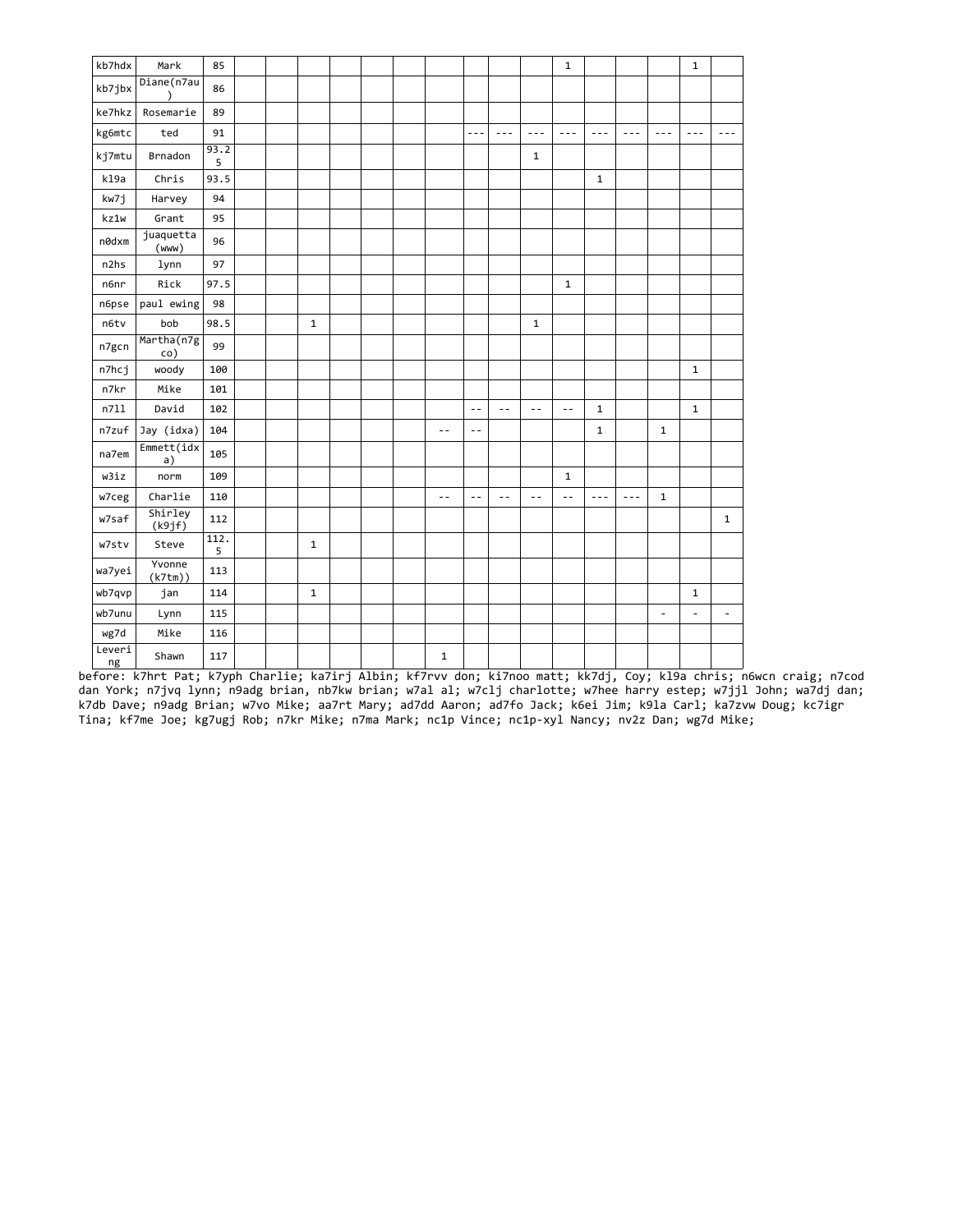| | | | | | | | | | | | | | | | | | | |
|---|---|---|---|---|---|---|---|---|---|---|---|---|---|---|---|---|---|---|
| kb7hdx | Mark | 85 | | | | | | | | | | | 1 | | | | 1 | |
| kb7jbx | Diane(n7au) | 86 | | | | | | | | | | | | | | | | |
| ke7hkz | Rosemarie | 89 | | | | | | | | | | | | | | | | |
| kg6mtc | ted | 91 | | | | | | | | --- | --- | --- | --- | --- | --- | --- | --- | --- |
| kj7mtu | Brnadon | 93.25 | | | | | | | | | | 1 | | | | | | |
| kl9a | Chris | 93.5 | | | | | | | | | | | | 1 | | | | |
| kw7j | Harvey | 94 | | | | | | | | | | | | | | | | |
| kz1w | Grant | 95 | | | | | | | | | | | | | | | | |
| n0dxm | juaquetta (www) | 96 | | | | | | | | | | | | | | | | |
| n2hs | lynn | 97 | | | | | | | | | | | | | | | | |
| n6nr | Rick | 97.5 | | | | | | | | | | | 1 | | | | | |
| n6pse | paul ewing | 98 | | | | | | | | | | | | | | | | |
| n6tv | bob | 98.5 | | | 1 | | | | | | | 1 | | | | | | |
| n7gcn | Martha(n7gco) | 99 | | | | | | | | | | | | | | | | |
| n7hcj | woody | 100 | | | | | | | | | | | | | | | 1 | |
| n7kr | Mike | 101 | | | | | | | | | | | | | | | | |
| n7ll | David | 102 | | | | | | | | -- | -- | -- | -- | 1 | | | 1 | |
| n7zuf | Jay (idxa) | 104 | | | | | | | -- | -- | | | | 1 | | 1 | | |
| na7em | Emmett(idxa) | 105 | | | | | | | | | | | | | | | | |
| w3iz | norm | 109 | | | | | | | | | | | 1 | | | | | |
| w7ceg | Charlie | 110 | | | | | | | -- | -- | -- | -- | -- | --- | --- | 1 | | |
| w7saf | Shirley (k9jf) | 112 | | | | | | | | | | | | | | | | 1 |
| w7stv | Steve | 112.5 | | | 1 | | | | | | | | | | | | | |
| wa7yei | Yvonne (k7tm)) | 113 | | | | | | | | | | | | | | | | |
| wb7qvp | jan | 114 | | | 1 | | | | | | | | | | | | 1 | |
| wb7unu | Lynn | 115 | | | | | | | | | | | | | | - | - | - |
| wg7d | Mike | 116 | | | | | | | | | | | | | | | | |
| Levering | Shawn | 117 | | | | | | | 1 | | | | | | | | | |

before: k7hrt Pat; k7yph Charlie; ka7irj Albin; kf7rvv don; ki7noo matt; kk7dj, Coy; kl9a chris; n6wcn craig; n7cod dan York; n7jvq lynn; n9adg brian, nb7kw brian; w7al al; w7clj charlotte; w7hee harry estep; w7jjl John; wa7dj dan; k7db Dave; n9adg Brian; w7vo Mike; aa7rt Mary; ad7dd Aaron; ad7fo Jack; k6ei Jim; k9la Carl; ka7zvw Doug; kc7igr Tina; kf7me Joe; kg7ugj Rob; n7kr Mike; n7ma Mark; nc1p Vince; nc1p-xyl Nancy; nv2z Dan; wg7d Mike;